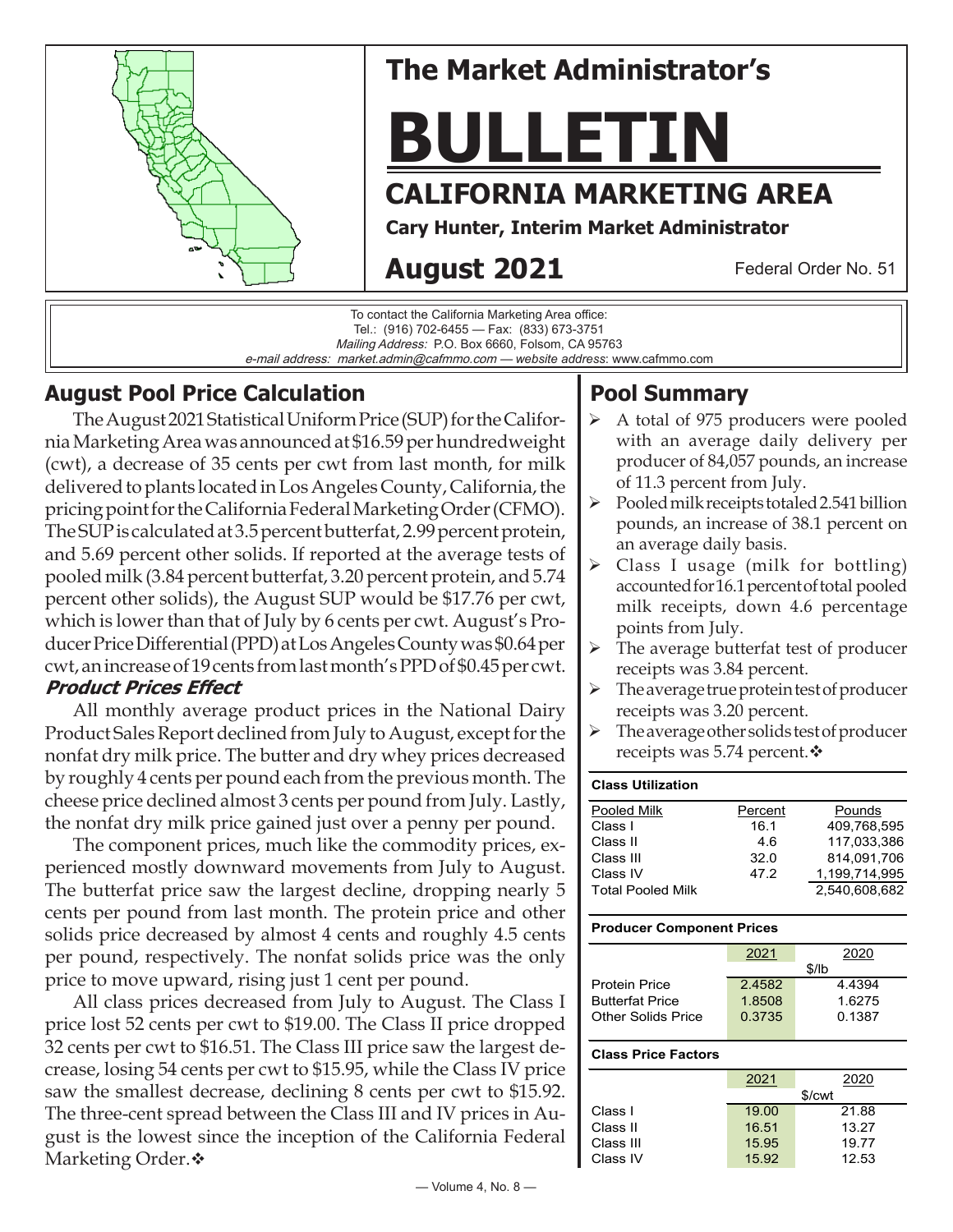# The Market Administrator's

# BULLETIN

## CALIFORNIA MARKETING AREA

**Cary Hunter, Interim Market Administrator**

**August 2021**

Federal Order No. 51

To contact the California Marketing Area office:
Tel.: (916) 702-6455 — Fax: (833) 673-3751
*Mailing Address:* P.O. Box 6660, Folsom, CA 95763
*e-mail address: market.admin@cafmmo.com* — *website address*: www.cafmmo.com

## August Pool Price Calculation

The August 2021 Statistical Uniform Price (SUP) for the California Marketing Area was announced at $16.59 per hundredweight (cwt), a decrease of 35 cents per cwt from last month, for milk delivered to plants located in Los Angeles County, California, the pricing point for the California Federal Marketing Order (CFMO). The SUP is calculated at 3.5 percent butterfat, 2.99 percent protein, and 5.69 percent other solids. If reported at the average tests of pooled milk (3.84 percent butterfat, 3.20 percent protein, and 5.74 percent other solids), the August SUP would be $17.76 per cwt, which is lower than that of July by 6 cents per cwt. August's Producer Price Differential (PPD) at Los Angeles County was $0.64 per cwt, an increase of 19 cents from last month's PPD of $0.45 per cwt.

### *Product Prices Effect*

All monthly average product prices in the National Dairy Product Sales Report declined from July to August, except for the nonfat dry milk price. The butter and dry whey prices decreased by roughly 4 cents per pound each from the previous month. The cheese price declined almost 3 cents per pound from July. Lastly, the nonfat dry milk price gained just over a penny per pound.

The component prices, much like the commodity prices, experienced mostly downward movements from July to August. The butterfat price saw the largest decline, dropping nearly 5 cents per pound from last month. The protein price and other solids price decreased by almost 4 cents and roughly 4.5 cents per pound, respectively. The nonfat solids price was the only price to move upward, rising just 1 cent per pound.

All class prices decreased from July to August. The Class I price lost 52 cents per cwt to $19.00. The Class II price dropped 32 cents per cwt to $16.51. The Class III price saw the largest decrease, losing 54 cents per cwt to $15.95, while the Class IV price saw the smallest decrease, declining 8 cents per cwt to $15.92. The three-cent spread between the Class III and IV prices in August is the lowest since the inception of the California Federal Marketing Order.❖

## Pool Summary

- A total of 975 producers were pooled with an average daily delivery per producer of 84,057 pounds, an increase of 11.3 percent from July.
- Pooled milk receipts totaled 2.541 billion pounds, an increase of 38.1 percent on an average daily basis.
- Class I usage (milk for bottling) accounted for 16.1 percent of total pooled milk receipts, down 4.6 percentage points from July.
- The average butterfat test of producer receipts was 3.84 percent.
- The average true protein test of producer receipts was 3.20 percent.
- The average other solids test of producer receipts was 5.74 percent.❖

**Class Utilization**

| Pooled Milk | Percent | Pounds |
|---|---|---|
| Class I | 16.1 | 409,768,595 |
| Class II | 4.6 | 117,033,386 |
| Class III | 32.0 | 814,091,706 |
| Class IV | 47.2 | 1,199,714,995 |
| Total Pooled Milk | | 2,540,608,682 |

**Producer Component Prices**

| | 2021 | 2020 |
|---|---|---|
| | $/lb | |
| Protein Price | 2.4582 | 4.4394 |
| Butterfat Price | 1.8508 | 1.6275 |
| Other Solids Price | 0.3735 | 0.1387 |

**Class Price Factors**

| | 2021 | 2020 |
|---|---|---|
| | $/cwt | |
| Class I | 19.00 | 21.88 |
| Class II | 16.51 | 13.27 |
| Class III | 15.95 | 19.77 |
| Class IV | 15.92 | 12.53 |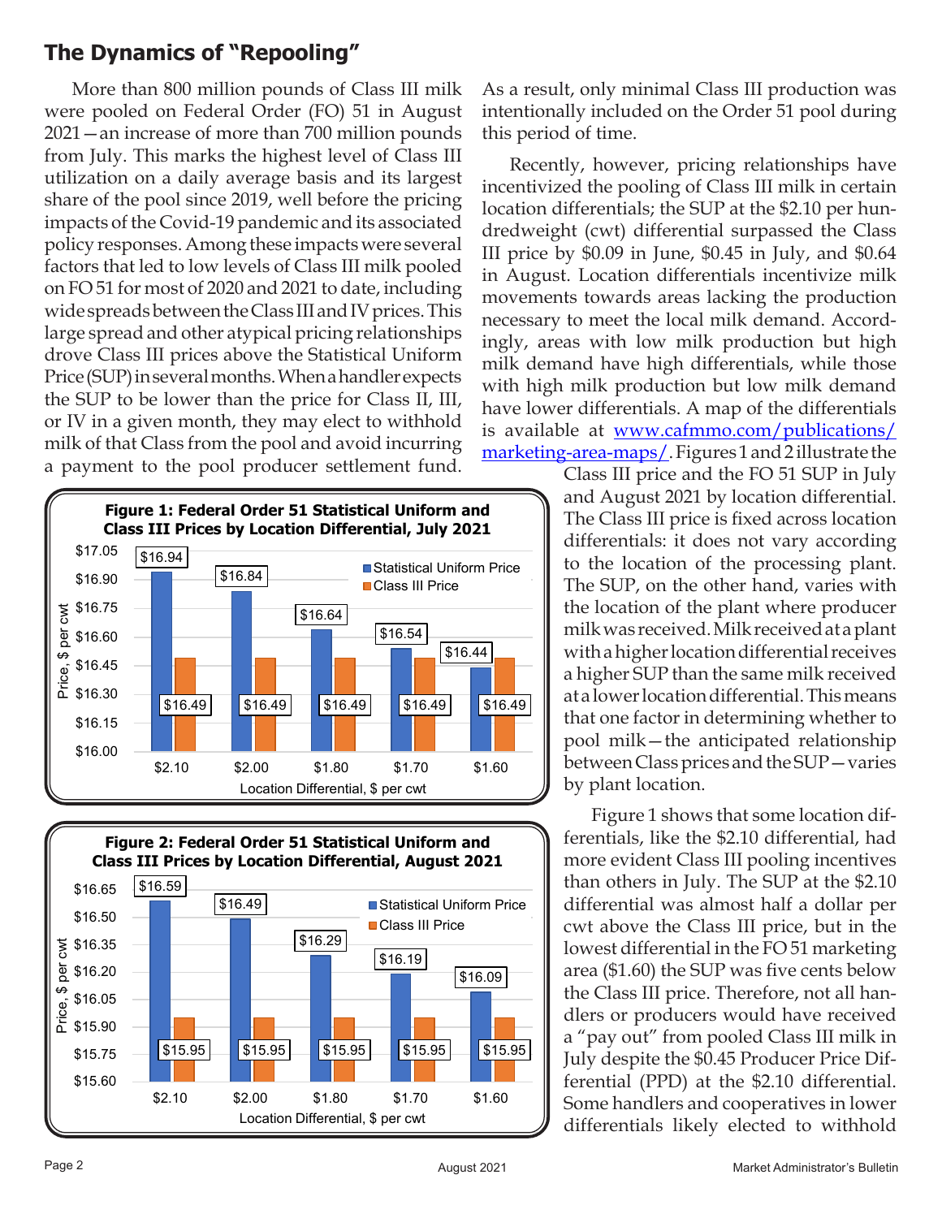## The Dynamics of "Repooling"

More than 800 million pounds of Class III milk were pooled on Federal Order (FO) 51 in August 2021—an increase of more than 700 million pounds from July. This marks the highest level of Class III utilization on a daily average basis and its largest share of the pool since 2019, well before the pricing impacts of the Covid-19 pandemic and its associated policy responses. Among these impacts were several factors that led to low levels of Class III milk pooled on FO 51 for most of 2020 and 2021 to date, including wide spreads between the Class III and IV prices. This large spread and other atypical pricing relationships drove Class III prices above the Statistical Uniform Price (SUP) in several months. When a handler expects the SUP to be lower than the price for Class II, III, or IV in a given month, they may elect to withhold milk of that Class from the pool and avoid incurring a payment to the pool producer settlement fund. As a result, only minimal Class III production was intentionally included on the Order 51 pool during this period of time.

Recently, however, pricing relationships have incentivized the pooling of Class III milk in certain location differentials; the SUP at the $2.10 per hundredweight (cwt) differential surpassed the Class III price by $0.09 in June, $0.45 in July, and $0.64 in August. Location differentials incentivize milk movements towards areas lacking the production necessary to meet the local milk demand. Accordingly, areas with low milk production but high milk demand have high differentials, while those with high milk production but low milk demand have lower differentials. A map of the differentials is available at [www.cafmmo.com/publications/marketing-area-maps/](www.cafmmo.com/publications/marketing-area-maps/). Figures 1 and 2 illustrate the Class III price and the FO 51 SUP in July and August 2021 by location differential. The Class III price is fixed across location differentials: it does not vary according to the location of the processing plant. The SUP, on the other hand, varies with the location of the plant where producer milk was received. Milk received at a plant with a higher location differential receives a higher SUP than the same milk received at a lower location differential. This means that one factor in determining whether to pool milk—the anticipated relationship between Class prices and the SUP—varies by plant location.

**Figure 1: Federal Order 51 Statistical Uniform and Class III Prices by Location Differential, July 2021**

| Location Differential, $ per cwt | Statistical Uniform Price | Class III Price |
|---|---|---|
| $2.10 | $16.94 | $16.49 |
| $2.00 | $16.84 | $16.49 |
| $1.80 | $16.64 | $16.49 |
| $1.70 | $16.54 | $16.49 |
| $1.60 | $16.44 | $16.49 |

**Figure 2: Federal Order 51 Statistical Uniform and Class III Prices by Location Differential, August 2021**

| Location Differential, $ per cwt | Statistical Uniform Price | Class III Price |
|---|---|---|
| $2.10 | $16.59 | $15.95 |
| $2.00 | $16.49 | $15.95 |
| $1.80 | $16.29 | $15.95 |
| $1.70 | $16.19 | $15.95 |
| $1.60 | $16.09 | $15.95 |

Figure 1 shows that some location differentials, like the $2.10 differential, had more evident Class III pooling incentives than others in July. The SUP at the $2.10 differential was almost half a dollar per cwt above the Class III price, but in the lowest differential in the FO 51 marketing area ($1.60) the SUP was five cents below the Class III price. Therefore, not all handlers or producers would have received a "pay out" from pooled Class III milk in July despite the $0.45 Producer Price Differential (PPD) at the $2.10 differential. Some handlers and cooperatives in lower differentials likely elected to withhold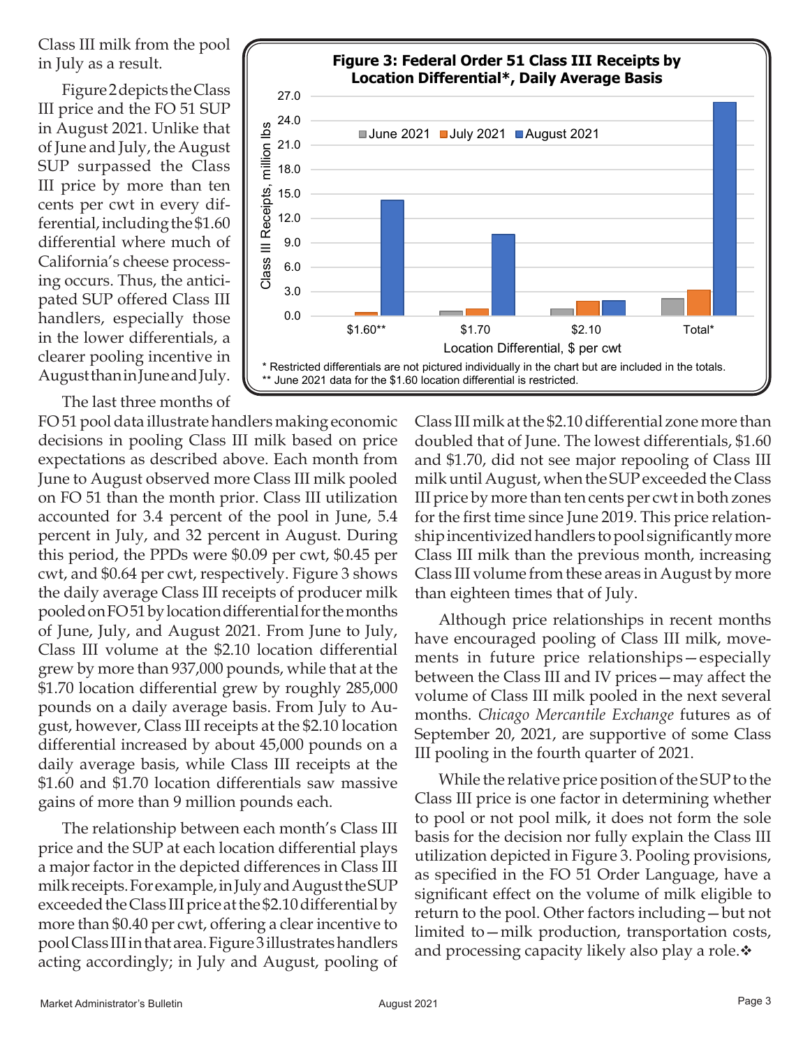Class III milk from the pool in July as a result.

Figure 2 depicts the Class III price and the FO 51 SUP in August 2021. Unlike that of June and July, the August SUP surpassed the Class III price by more than ten cents per cwt in every differential, including the $1.60 differential where much of California's cheese processing occurs. Thus, the anticipated SUP offered Class III handlers, especially those in the lower differentials, a clearer pooling incentive in August than in June and July.

**Figure 3: Federal Order 51 Class III Receipts by Location Differential*, Daily Average Basis**

\* Restricted differentials are not pictured individually in the chart but are included in the totals.
\*\* June 2021 data for the $1.60 location differential is restricted.

The last three months of FO 51 pool data illustrate handlers making economic decisions in pooling Class III milk based on price expectations as described above. Each month from June to August observed more Class III milk pooled on FO 51 than the month prior. Class III utilization accounted for 3.4 percent of the pool in June, 5.4 percent in July, and 32 percent in August. During this period, the PPDs were $0.09 per cwt, $0.45 per cwt, and $0.64 per cwt, respectively. Figure 3 shows the daily average Class III receipts of producer milk pooled on FO 51 by location differential for the months of June, July, and August 2021. From June to July, Class III volume at the $2.10 location differential grew by more than 937,000 pounds, while that at the $1.70 location differential grew by roughly 285,000 pounds on a daily average basis. From July to August, however, Class III receipts at the $2.10 location differential increased by about 45,000 pounds on a daily average basis, while Class III receipts at the $1.60 and $1.70 location differentials saw massive gains of more than 9 million pounds each.

The relationship between each month's Class III price and the SUP at each location differential plays a major factor in the depicted differences in Class III milk receipts. For example, in July and August the SUP exceeded the Class III price at the $2.10 differential by more than $0.40 per cwt, offering a clear incentive to pool Class III in that area. Figure 3 illustrates handlers acting accordingly; in July and August, pooling of Class III milk at the $2.10 differential zone more than doubled that of June. The lowest differentials, $1.60 and $1.70, did not see major repooling of Class III milk until August, when the SUP exceeded the Class III price by more than ten cents per cwt in both zones for the first time since June 2019. This price relationship incentivized handlers to pool significantly more Class III milk than the previous month, increasing Class III volume from these areas in August by more than eighteen times that of July.

Although price relationships in recent months have encouraged pooling of Class III milk, movements in future price relationships—especially between the Class III and IV prices—may affect the volume of Class III milk pooled in the next several months. *Chicago Mercantile Exchange* futures as of September 20, 2021, are supportive of some Class III pooling in the fourth quarter of 2021.

While the relative price position of the SUP to the Class III price is one factor in determining whether to pool or not pool milk, it does not form the sole basis for the decision nor fully explain the Class III utilization depicted in Figure 3. Pooling provisions, as specified in the FO 51 Order Language, have a significant effect on the volume of milk eligible to return to the pool. Other factors including—but not limited to—milk production, transportation costs, and processing capacity likely also play a role.❖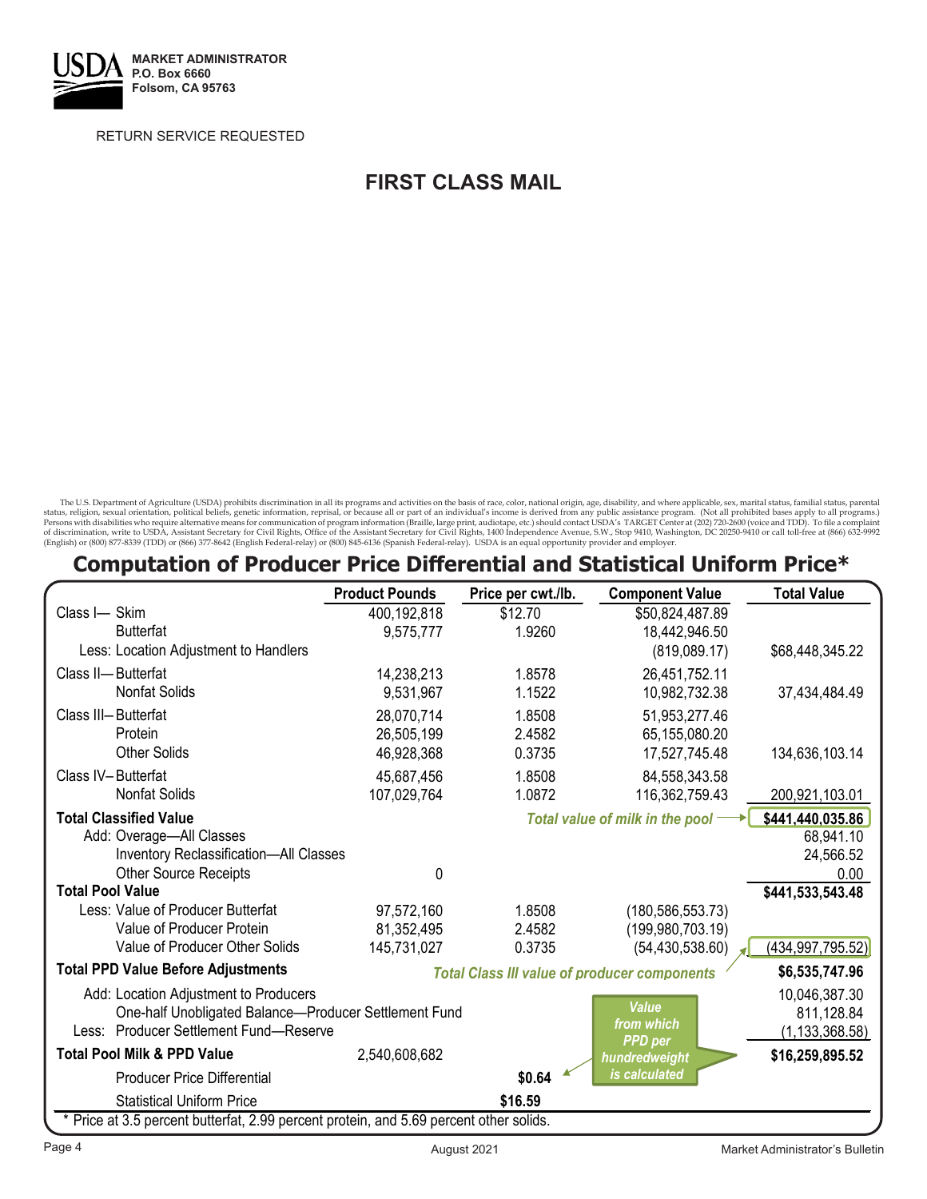MARKET ADMINISTRATOR
P.O. Box 6660
Folsom, CA 95763

RETURN SERVICE REQUESTED

## FIRST CLASS MAIL

The U.S. Department of Agriculture (USDA) prohibits discrimination in all its programs and activities on the basis of race, color, national origin, age, disability, and where applicable, sex, marital status, familial status, parental status, religion, sexual orientation, political beliefs, genetic information, reprisal, or because all or part of an individual's income is derived from any public assistance program. (Not all prohibited bases apply to all programs.) Persons with disabilities who require alternative means for communication of program information (Braille, large print, audiotape, etc.) should contact USDA's TARGET Center at (202) 720-2600 (voice and TDD). To file a complaint of discrimination, write to USDA, Assistant Secretary for Civil Rights, Office of the Assistant Secretary for Civil Rights, 1400 Independence Avenue, S.W., Stop 9410, Washington, DC 20250-9410 or call toll-free at (866) 632-9992 (English) or (800) 877-8339 (TDD) or (866) 377-8642 (English Federal-relay) or (800) 845-6136 (Spanish Federal-relay). USDA is an equal opportunity provider and employer.

# Computation of Producer Price Differential and Statistical Uniform Price*

| | Product Pounds | Price per cwt./lb. | Component Value | Total Value |
|---|---|---|---|---|
| Class I— Skim | 400,192,818 | $12.70 | $50,824,487.89 | |
| Butterfat | 9,575,777 | 1.9260 | 18,442,946.50 | |
| Less: Location Adjustment to Handlers | | | (819,089.17) | $68,448,345.22 |
| Class II— Butterfat | 14,238,213 | 1.8578 | 26,451,752.11 | |
| Nonfat Solids | 9,531,967 | 1.1522 | 10,982,732.38 | 37,434,484.49 |
| Class III— Butterfat | 28,070,714 | 1.8508 | 51,953,277.46 | |
| Protein | 26,505,199 | 2.4582 | 65,155,080.20 | |
| Other Solids | 46,928,368 | 0.3735 | 17,527,745.48 | 134,636,103.14 |
| Class IV— Butterfat | 45,687,456 | 1.8508 | 84,558,343.58 | |
| Nonfat Solids | 107,029,764 | 1.0872 | 116,362,759.43 | 200,921,103.01 |
| **Total Classified Value** | | | *Total value of milk in the pool* | **$441,440,035.86** |
| Add: Overage—All Classes | | | | 68,941.10 |
| Inventory Reclassification—All Classes | | | | 24,566.52 |
| Other Source Receipts | 0 | | | 0.00 |
| **Total Pool Value** | | | | **$441,533,543.48** |
| Less: Value of Producer Butterfat | 97,572,160 | 1.8508 | (180,586,553.73) | |
| Value of Producer Protein | 81,352,495 | 2.4582 | (199,980,703.19) | |
| Value of Producer Other Solids | 145,731,027 | 0.3735 | (54,430,538.60) | (434,997,795.52) |
| **Total PPD Value Before Adjustments** | | *Total Class III value of producer components* | | **$6,535,747.96** |
| Add: Location Adjustment to Producers | | | | 10,046,387.30 |
| One-half Unobligated Balance—Producer Settlement Fund | | | | 811,128.84 |
| Less: Producer Settlement Fund—Reserve | | | | (1,133,368.58) |
| **Total Pool Milk & PPD Value** | 2,540,608,682 | | *Value from which PPD per hundredweight is calculated* | **$16,259,895.52** |
| Producer Price Differential | | **$0.64** | | |
| Statistical Uniform Price | | **$16.59** | | |

\* Price at 3.5 percent butterfat, 2.99 percent protein, and 5.69 percent other solids.